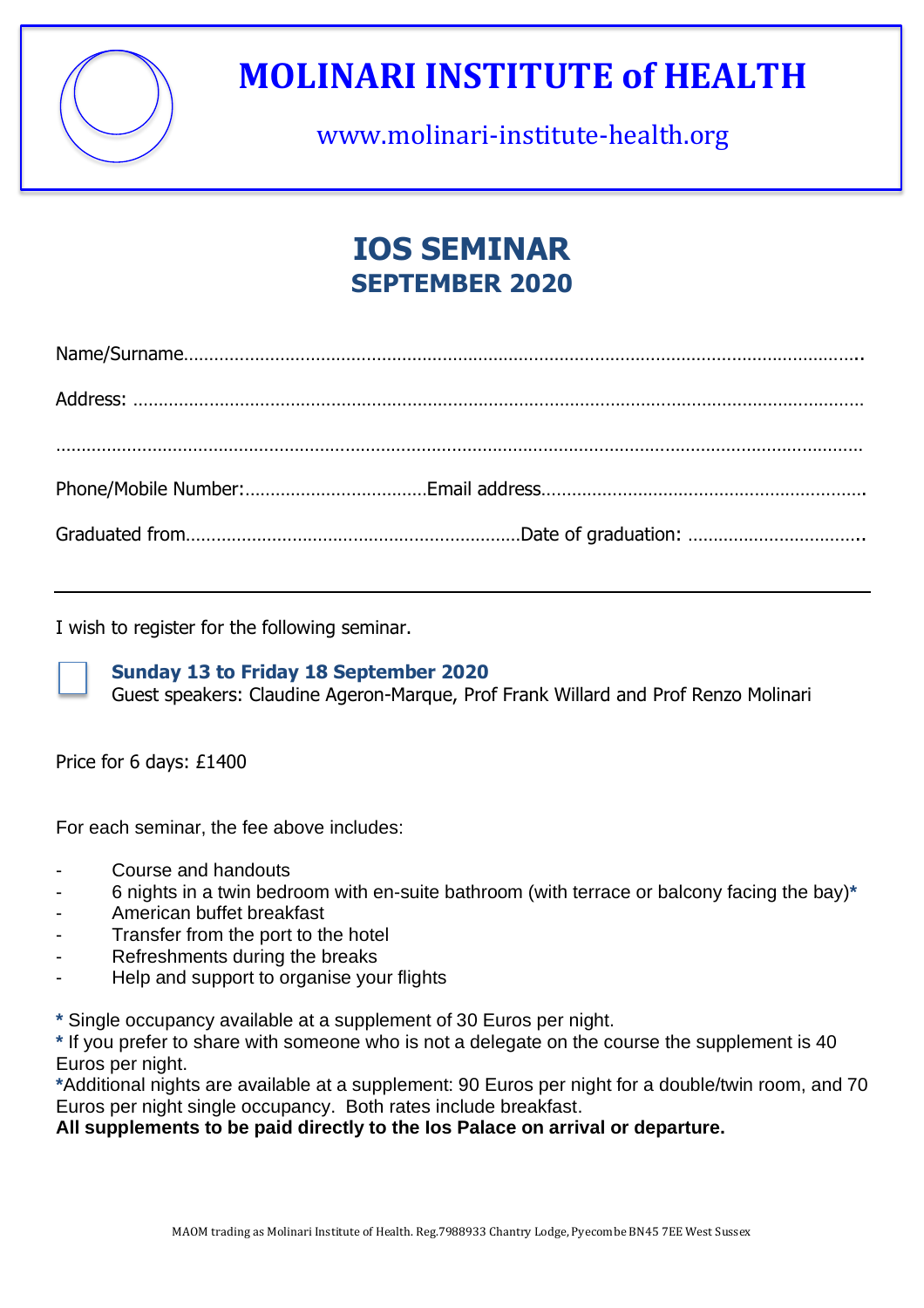# MOLINARI INSTITUTE of HEALTH

www.molinari-institute-health.org

## IOS SEMINAR
### SEPTEMBER 2020

Name/Surname.................................................................................................................................

Address: .......................................................................................................................................

.......................................................................................................................................................

Phone/Mobile Number:...................................Email address...........................................................

Graduated from................................................................Date of graduation: .................................

---

I wish to register for the following seminar.

☐ **Sunday 13 to Friday 18 September 2020**
Guest speakers: Claudine Ageron-Marque, Prof Frank Willard and Prof Renzo Molinari

Price for 6 days: £1400

For each seminar, the fee above includes:

- Course and handouts
- 6 nights in a twin bedroom with en-suite bathroom (with terrace or balcony facing the bay)*
- American buffet breakfast
- Transfer from the port to the hotel
- Refreshments during the breaks
- Help and support to organise your flights

\* Single occupancy available at a supplement of 30 Euros per night.
\* If you prefer to share with someone who is not a delegate on the course the supplement is 40 Euros per night.
\*Additional nights are available at a supplement: 90 Euros per night for a double/twin room, and 70 Euros per night single occupancy. Both rates include breakfast.
**All supplements to be paid directly to the Ios Palace on arrival or departure.**

MAOM trading as Molinari Institute of Health. Reg.7988933 Chantry Lodge, Pyecombe BN45 7EE West Sussex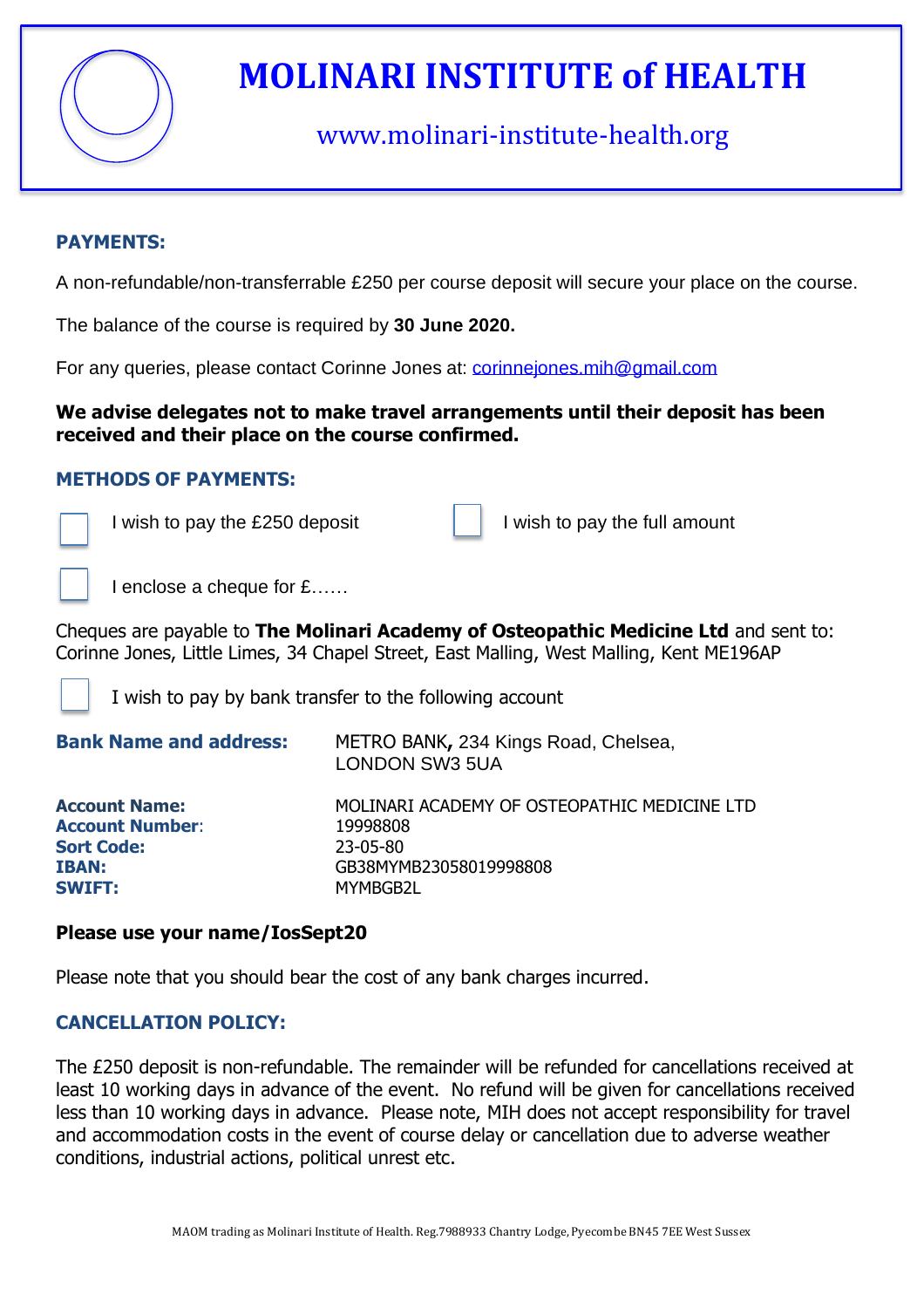# MOLINARI INSTITUTE of HEALTH

www.molinari-institute-health.org

## PAYMENTS:

A non-refundable/non-transferrable £250 per course deposit will secure your place on the course.

The balance of the course is required by **30 June 2020.**

For any queries, please contact Corinne Jones at: corinnejones.mih@gmail.com

**We advise delegates not to make travel arrangements until their deposit has been received and their place on the course confirmed.**

## METHODS OF PAYMENTS:

☐ I wish to pay the £250 deposit

☐ I wish to pay the full amount

☐ I enclose a cheque for £……

Cheques are payable to **The Molinari Academy of Osteopathic Medicine Ltd** and sent to: Corinne Jones, Little Limes, 34 Chapel Street, East Malling, West Malling, Kent ME196AP

☐ I wish to pay by bank transfer to the following account

| | |
|---|---|
| **Bank Name and address:** | METRO BANK, 234 Kings Road, Chelsea, LONDON SW3 5UA |
| **Account Name:** | MOLINARI ACADEMY OF OSTEOPATHIC MEDICINE LTD |
| **Account Number:** | 19998808 |
| **Sort Code:** | 23-05-80 |
| **IBAN:** | GB38MYMB23058019998808 |
| **SWIFT:** | MYMBGB2L |

**Please use your name/IosSept20**

Please note that you should bear the cost of any bank charges incurred.

## CANCELLATION POLICY:

The £250 deposit is non-refundable. The remainder will be refunded for cancellations received at least 10 working days in advance of the event. No refund will be given for cancellations received less than 10 working days in advance. Please note, MIH does not accept responsibility for travel and accommodation costs in the event of course delay or cancellation due to adverse weather conditions, industrial actions, political unrest etc.

MAOM trading as Molinari Institute of Health. Reg.7988933 Chantry Lodge, Pyecombe BN45 7EE West Sussex